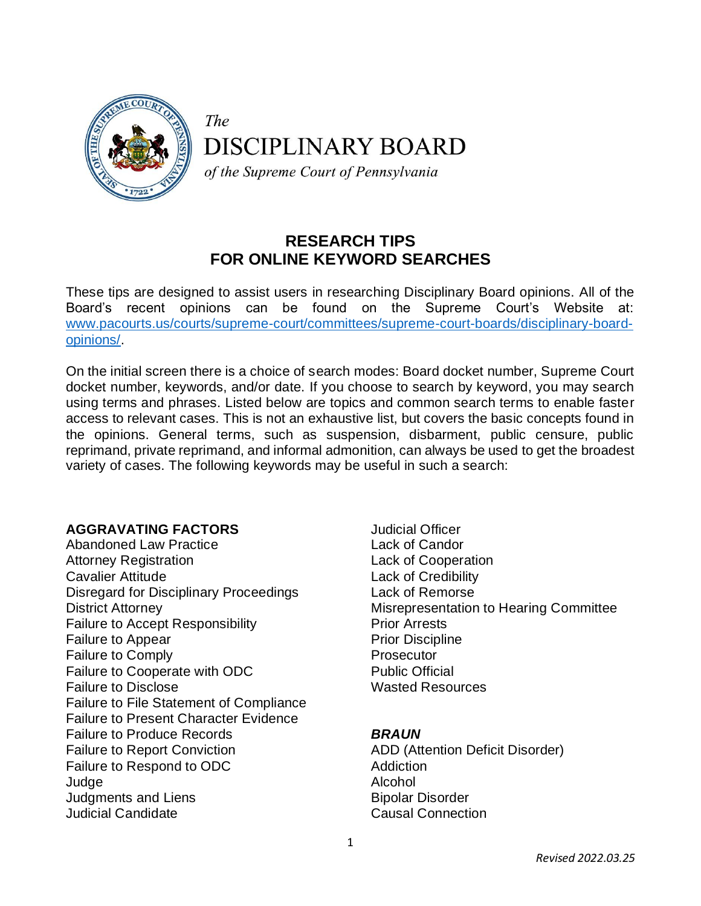The
DISCIPLINARY BOARD
*of the Supreme Court of Pennsylvania*

## RESEARCH TIPS FOR ONLINE KEYWORD SEARCHES

These tips are designed to assist users in researching Disciplinary Board opinions. All of the Board's recent opinions can be found on the Supreme Court's Website at: [www.pacourts.us/courts/supreme-court/committees/supreme-court-boards/disciplinary-board-opinions/](www.pacourts.us/courts/supreme-court/committees/supreme-court-boards/disciplinary-board-opinions/).

On the initial screen there is a choice of search modes: Board docket number, Supreme Court docket number, keywords, and/or date. If you choose to search by keyword, you may search using terms and phrases. Listed below are topics and common search terms to enable faster access to relevant cases. This is not an exhaustive list, but covers the basic concepts found in the opinions. General terms, such as suspension, disbarment, public censure, public reprimand, private reprimand, and informal admonition, can always be used to get the broadest variety of cases. The following keywords may be useful in such a search:

**AGGRAVATING FACTORS**
Abandoned Law Practice
Attorney Registration
Cavalier Attitude
Disregard for Disciplinary Proceedings
District Attorney
Failure to Accept Responsibility
Failure to Appear
Failure to Comply
Failure to Cooperate with ODC
Failure to Disclose
Failure to File Statement of Compliance
Failure to Present Character Evidence
Failure to Produce Records
Failure to Report Conviction
Failure to Respond to ODC
Judge
Judgments and Liens
Judicial Candidate
Judicial Officer
Lack of Candor
Lack of Cooperation
Lack of Credibility
Lack of Remorse
Misrepresentation to Hearing Committee
Prior Arrests
Prior Discipline
Prosecutor
Public Official
Wasted Resources

***BRAUN***
ADD (Attention Deficit Disorder)
Addiction
Alcohol
Bipolar Disorder
Causal Connection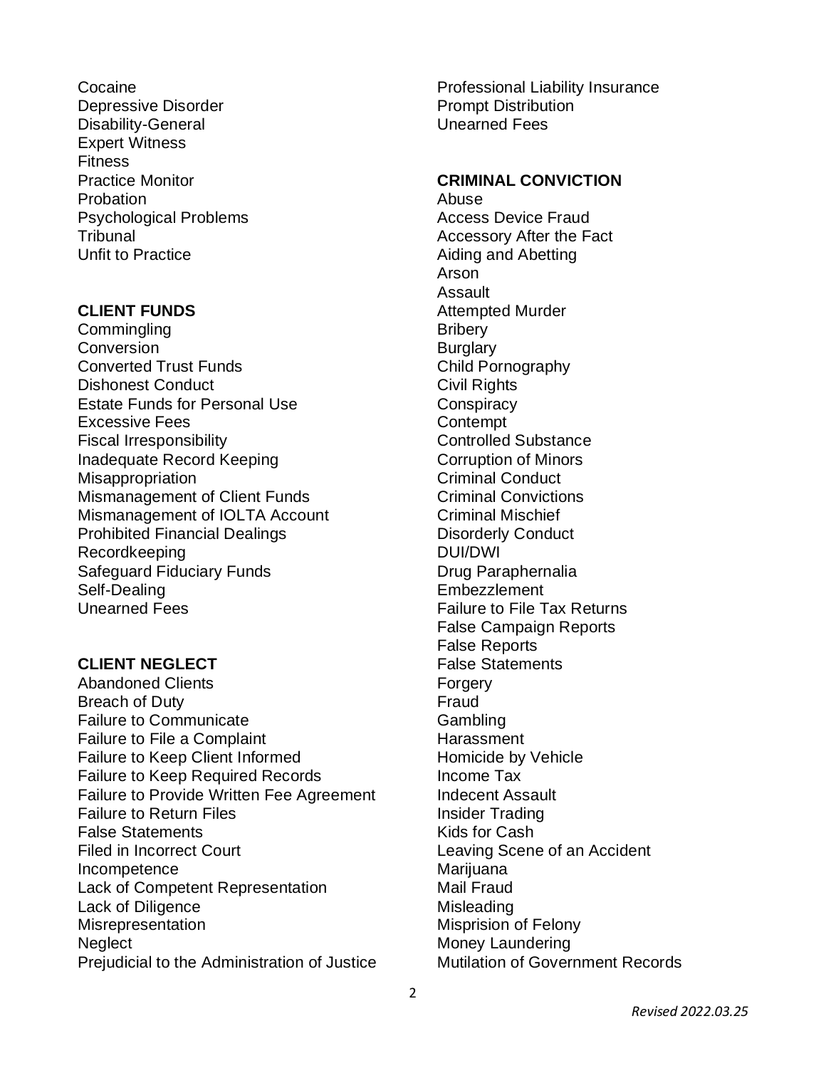Cocaine
Depressive Disorder
Disability-General
Expert Witness
Fitness
Practice Monitor
Probation
Psychological Problems
Tribunal
Unfit to Practice

**CLIENT FUNDS**

Commingling
Conversion
Converted Trust Funds
Dishonest Conduct
Estate Funds for Personal Use
Excessive Fees
Fiscal Irresponsibility
Inadequate Record Keeping
Misappropriation
Mismanagement of Client Funds
Mismanagement of IOLTA Account
Prohibited Financial Dealings
Recordkeeping
Safeguard Fiduciary Funds
Self-Dealing
Unearned Fees

**CLIENT NEGLECT**

Abandoned Clients
Breach of Duty
Failure to Communicate
Failure to File a Complaint
Failure to Keep Client Informed
Failure to Keep Required Records
Failure to Provide Written Fee Agreement
Failure to Return Files
False Statements
Filed in Incorrect Court
Incompetence
Lack of Competent Representation
Lack of Diligence
Misrepresentation
Neglect
Prejudicial to the Administration of Justice
Professional Liability Insurance
Prompt Distribution
Unearned Fees

**CRIMINAL CONVICTION**

Abuse
Access Device Fraud
Accessory After the Fact
Aiding and Abetting
Arson
Assault
Attempted Murder
Bribery
Burglary
Child Pornography
Civil Rights
Conspiracy
Contempt
Controlled Substance
Corruption of Minors
Criminal Conduct
Criminal Convictions
Criminal Mischief
Disorderly Conduct
DUI/DWI
Drug Paraphernalia
Embezzlement
Failure to File Tax Returns
False Campaign Reports
False Reports
False Statements
Forgery
Fraud
Gambling
Harassment
Homicide by Vehicle
Income Tax
Indecent Assault
Insider Trading
Kids for Cash
Leaving Scene of an Accident
Marijuana
Mail Fraud
Misleading
Misprision of Felony
Money Laundering
Mutilation of Government Records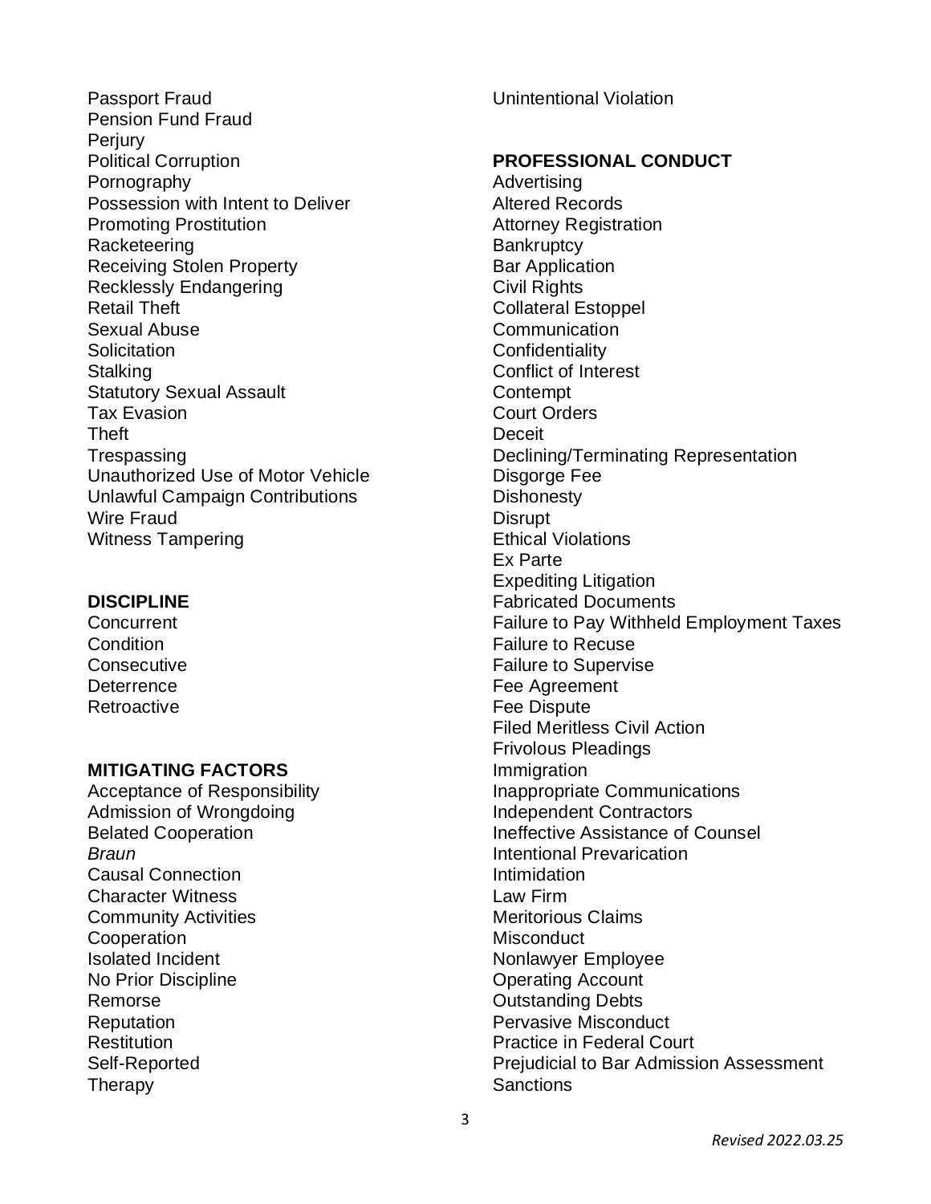Passport Fraud
Pension Fund Fraud
Perjury
Political Corruption
Pornography
Possession with Intent to Deliver
Promoting Prostitution
Racketeering
Receiving Stolen Property
Recklessly Endangering
Retail Theft
Sexual Abuse
Solicitation
Stalking
Statutory Sexual Assault
Tax Evasion
Theft
Trespassing
Unauthorized Use of Motor Vehicle
Unlawful Campaign Contributions
Wire Fraud
Witness Tampering

**DISCIPLINE**

Concurrent
Condition
Consecutive
Deterrence
Retroactive

**MITIGATING FACTORS**

Acceptance of Responsibility
Admission of Wrongdoing
Belated Cooperation
*Braun*
Causal Connection
Character Witness
Community Activities
Cooperation
Isolated Incident
No Prior Discipline
Remorse
Reputation
Restitution
Self-Reported
Therapy
Unintentional Violation

**PROFESSIONAL CONDUCT**

Advertising
Altered Records
Attorney Registration
Bankruptcy
Bar Application
Civil Rights
Collateral Estoppel
Communication
Confidentiality
Conflict of Interest
Contempt
Court Orders
Deceit
Declining/Terminating Representation
Disgorge Fee
Dishonesty
Disrupt
Ethical Violations
Ex Parte
Expediting Litigation
Fabricated Documents
Failure to Pay Withheld Employment Taxes
Failure to Recuse
Failure to Supervise
Fee Agreement
Fee Dispute
Filed Meritless Civil Action
Frivolous Pleadings
Immigration
Inappropriate Communications
Independent Contractors
Ineffective Assistance of Counsel
Intentional Prevarication
Intimidation
Law Firm
Meritorious Claims
Misconduct
Nonlawyer Employee
Operating Account
Outstanding Debts
Pervasive Misconduct
Practice in Federal Court
Prejudicial to Bar Admission Assessment
Sanctions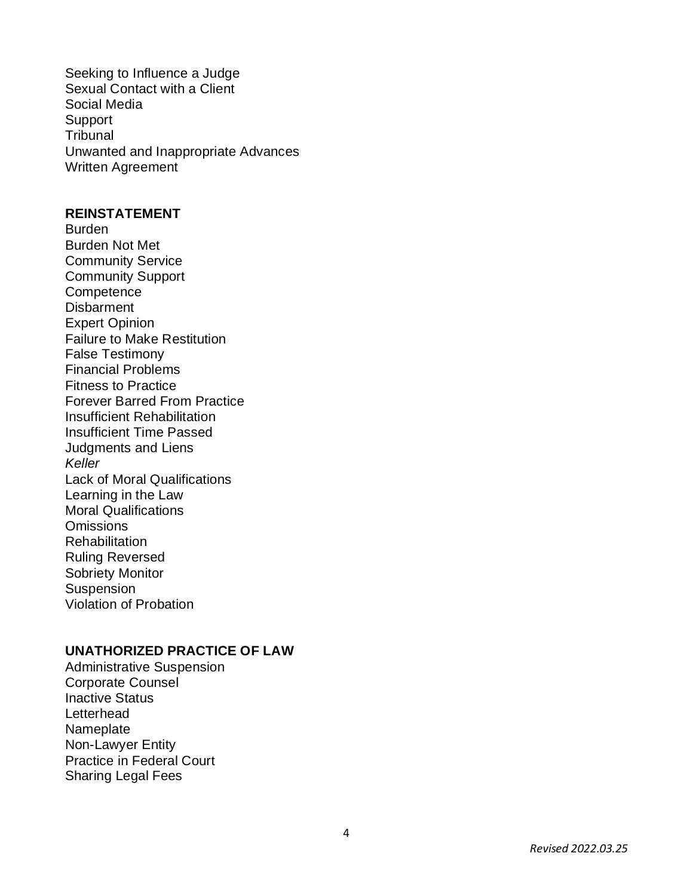Seeking to Influence a Judge
Sexual Contact with a Client
Social Media
Support
Tribunal
Unwanted and Inappropriate Advances
Written Agreement

**REINSTATEMENT**

Burden
Burden Not Met
Community Service
Community Support
Competence
Disbarment
Expert Opinion
Failure to Make Restitution
False Testimony
Financial Problems
Fitness to Practice
Forever Barred From Practice
Insufficient Rehabilitation
Insufficient Time Passed
Judgments and Liens
*Keller*
Lack of Moral Qualifications
Learning in the Law
Moral Qualifications
Omissions
Rehabilitation
Ruling Reversed
Sobriety Monitor
Suspension
Violation of Probation

**UNATHORIZED PRACTICE OF LAW**

Administrative Suspension
Corporate Counsel
Inactive Status
Letterhead
Nameplate
Non-Lawyer Entity
Practice in Federal Court
Sharing Legal Fees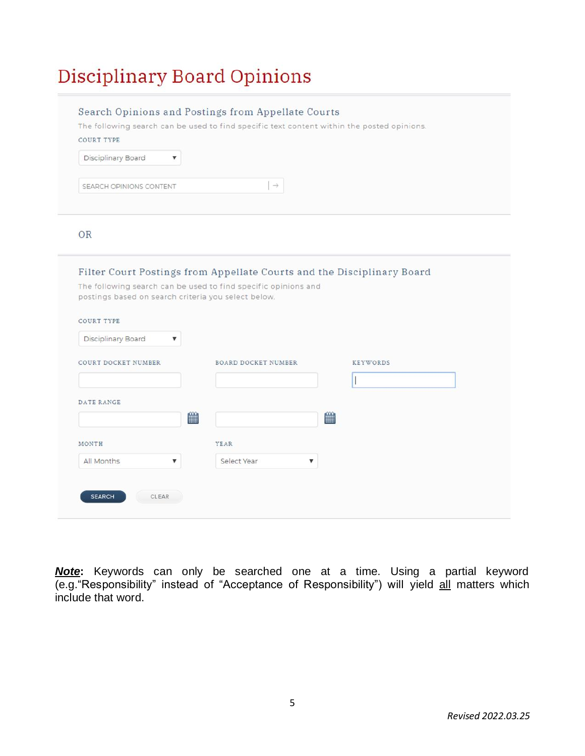# Disciplinary Board Opinions

## Search Opinions and Postings from Appellate Courts

The following search can be used to find specific text content within the posted opinions.

COURT TYPE

Disciplinary Board

SEARCH OPINIONS CONTENT

OR

## Filter Court Postings from Appellate Courts and the Disciplinary Board

The following search can be used to find specific opinions and postings based on search criteria you select below.

COURT TYPE

Disciplinary Board

COURT DOCKET NUMBER

BOARD DOCKET NUMBER

KEYWORDS

DATE RANGE

MONTH

All Months

YEAR

Select Year

SEARCH

CLEAR

***Note*:** Keywords can only be searched one at a time. Using a partial keyword (e.g.“Responsibility” instead of “Acceptance of Responsibility”) will yield all matters which include that word.

*Revised 2022.03.25*